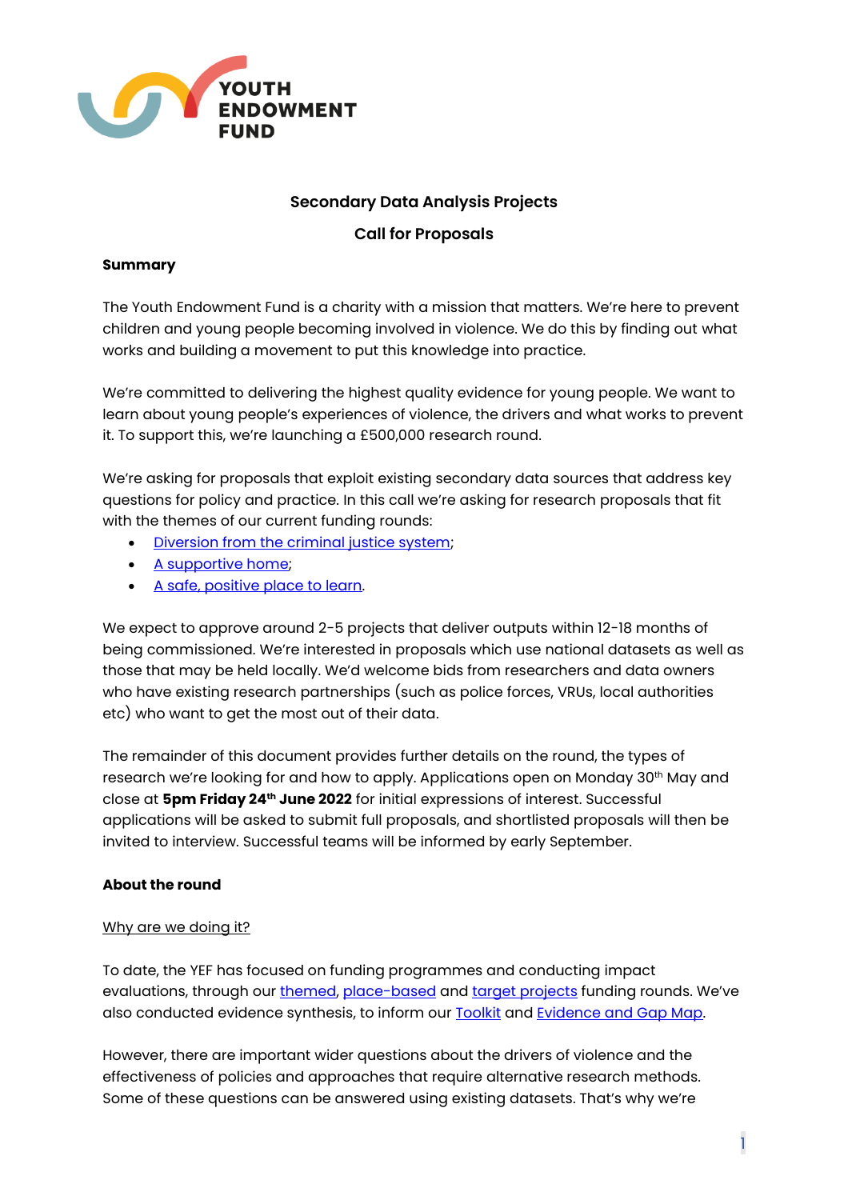YOUTH ENDOWMENT FUND

# Secondary Data Analysis Projects

## Call for Proposals

### Summary

The Youth Endowment Fund is a charity with a mission that matters. We're here to prevent children and young people becoming involved in violence. We do this by finding out what works and building a movement to put this knowledge into practice.

We're committed to delivering the highest quality evidence for young people. We want to learn about young people's experiences of violence, the drivers and what works to prevent it. To support this, we're launching a £500,000 research round.

We're asking for proposals that exploit existing secondary data sources that address key questions for policy and practice. In this call we're asking for research proposals that fit with the themes of our current funding rounds:

- Diversion from the criminal justice system;
- A supportive home;
- A safe, positive place to learn.

We expect to approve around 2-5 projects that deliver outputs within 12-18 months of being commissioned. We're interested in proposals which use national datasets as well as those that may be held locally. We'd welcome bids from researchers and data owners who have existing research partnerships (such as police forces, VRUs, local authorities etc) who want to get the most out of their data.

The remainder of this document provides further details on the round, the types of research we're looking for and how to apply. Applications open on Monday 30th May and close at **5pm Friday 24th June 2022** for initial expressions of interest. Successful applications will be asked to submit full proposals, and shortlisted proposals will then be invited to interview. Successful teams will be informed by early September.

### About the round

Why are we doing it?

To date, the YEF has focused on funding programmes and conducting impact evaluations, through our themed, place-based and target projects funding rounds. We've also conducted evidence synthesis, to inform our Toolkit and Evidence and Gap Map.

However, there are important wider questions about the drivers of violence and the effectiveness of policies and approaches that require alternative research methods. Some of these questions can be answered using existing datasets. That's why we're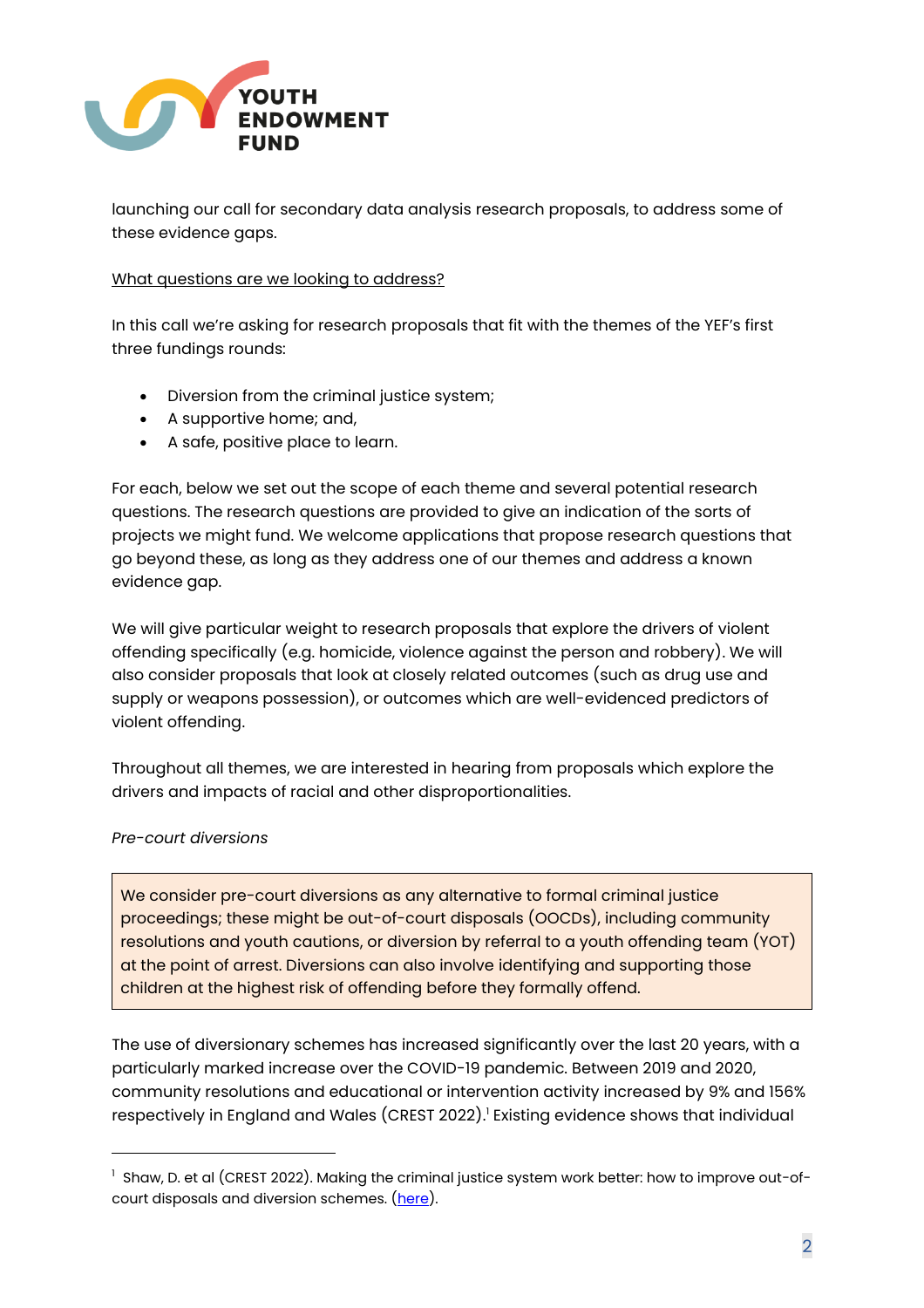launching our call for secondary data analysis research proposals, to address some of these evidence gaps.

What questions are we looking to address?

In this call we're asking for research proposals that fit with the themes of the YEF's first three fundings rounds:

- Diversion from the criminal justice system;
- A supportive home; and,
- A safe, positive place to learn.

For each, below we set out the scope of each theme and several potential research questions. The research questions are provided to give an indication of the sorts of projects we might fund. We welcome applications that propose research questions that go beyond these, as long as they address one of our themes and address a known evidence gap.

We will give particular weight to research proposals that explore the drivers of violent offending specifically (e.g. homicide, violence against the person and robbery). We will also consider proposals that look at closely related outcomes (such as drug use and supply or weapons possession), or outcomes which are well-evidenced predictors of violent offending.

Throughout all themes, we are interested in hearing from proposals which explore the drivers and impacts of racial and other disproportionalities.

*Pre-court diversions*

> We consider pre-court diversions as any alternative to formal criminal justice proceedings; these might be out-of-court disposals (OOCDs), including community resolutions and youth cautions, or diversion by referral to a youth offending team (YOT) at the point of arrest. Diversions can also involve identifying and supporting those children at the highest risk of offending before they formally offend.

The use of diversionary schemes has increased significantly over the last 20 years, with a particularly marked increase over the COVID-19 pandemic. Between 2019 and 2020, community resolutions and educational or intervention activity increased by 9% and 156% respectively in England and Wales (CREST 2022).[1] Existing evidence shows that individual

[1] Shaw, D. et al (CREST 2022). Making the criminal justice system work better: how to improve out-of-court disposals and diversion schemes. (here).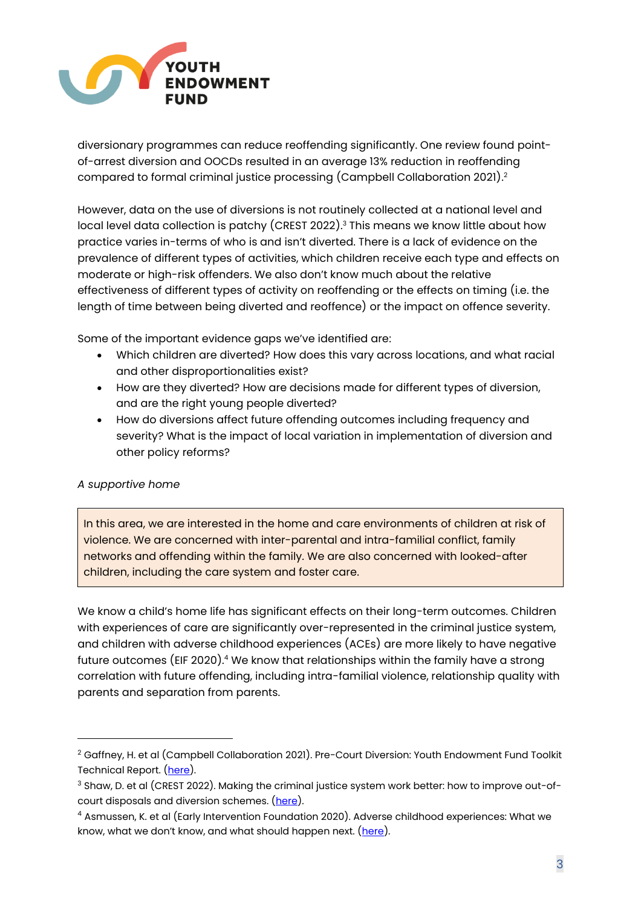diversionary programmes can reduce reoffending significantly. One review found point-of-arrest diversion and OOCDs resulted in an average 13% reduction in reoffending compared to formal criminal justice processing (Campbell Collaboration 2021).[2]

However, data on the use of diversions is not routinely collected at a national level and local level data collection is patchy (CREST 2022).[3] This means we know little about how practice varies in-terms of who is and isn't diverted. There is a lack of evidence on the prevalence of different types of activities, which children receive each type and effects on moderate or high-risk offenders. We also don't know much about the relative effectiveness of different types of activity on reoffending or the effects on timing (i.e. the length of time between being diverted and reoffence) or the impact on offence severity.

Some of the important evidence gaps we've identified are:

- Which children are diverted? How does this vary across locations, and what racial and other disproportionalities exist?
- How are they diverted? How are decisions made for different types of diversion, and are the right young people diverted?
- How do diversions affect future offending outcomes including frequency and severity? What is the impact of local variation in implementation of diversion and other policy reforms?

*A supportive home*

> In this area, we are interested in the home and care environments of children at risk of violence. We are concerned with inter-parental and intra-familial conflict, family networks and offending within the family. We are also concerned with looked-after children, including the care system and foster care.

We know a child's home life has significant effects on their long-term outcomes. Children with experiences of care are significantly over-represented in the criminal justice system, and children with adverse childhood experiences (ACEs) are more likely to have negative future outcomes (EIF 2020).[4] We know that relationships within the family have a strong correlation with future offending, including intra-familial violence, relationship quality with parents and separation from parents.

---

[2] Gaffney, H. et al (Campbell Collaboration 2021). Pre-Court Diversion: Youth Endowment Fund Toolkit Technical Report. (here).

[3] Shaw, D. et al (CREST 2022). Making the criminal justice system work better: how to improve out-of-court disposals and diversion schemes. (here).

[4] Asmussen, K. et al (Early Intervention Foundation 2020). Adverse childhood experiences: What we know, what we don't know, and what should happen next. (here).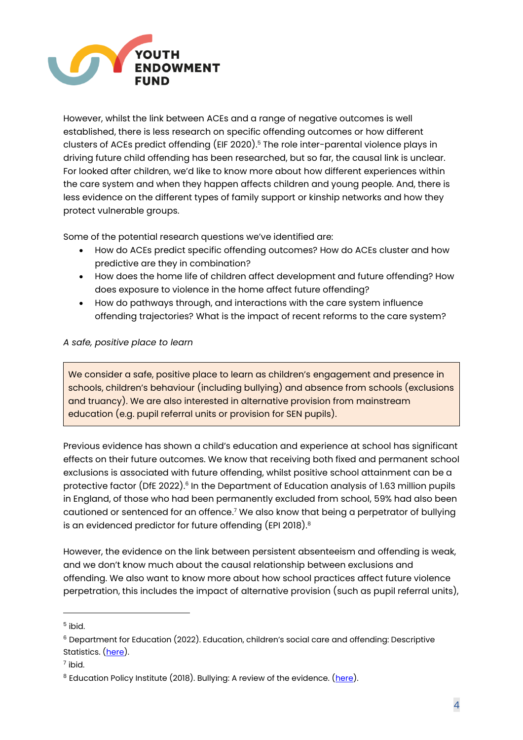However, whilst the link between ACEs and a range of negative outcomes is well established, there is less research on specific offending outcomes or how different clusters of ACEs predict offending (EIF 2020).[5] The role inter-parental violence plays in driving future child offending has been researched, but so far, the causal link is unclear. For looked after children, we'd like to know more about how different experiences within the care system and when they happen affects children and young people. And, there is less evidence on the different types of family support or kinship networks and how they protect vulnerable groups.

Some of the potential research questions we've identified are:

- How do ACEs predict specific offending outcomes? How do ACEs cluster and how predictive are they in combination?
- How does the home life of children affect development and future offending? How does exposure to violence in the home affect future offending?
- How do pathways through, and interactions with the care system influence offending trajectories? What is the impact of recent reforms to the care system?

*A safe, positive place to learn*

> We consider a safe, positive place to learn as children's engagement and presence in schools, children's behaviour (including bullying) and absence from schools (exclusions and truancy). We are also interested in alternative provision from mainstream education (e.g. pupil referral units or provision for SEN pupils).

Previous evidence has shown a child's education and experience at school has significant effects on their future outcomes. We know that receiving both fixed and permanent school exclusions is associated with future offending, whilst positive school attainment can be a protective factor (DfE 2022).[6] In the Department of Education analysis of 1.63 million pupils in England, of those who had been permanently excluded from school, 59% had also been cautioned or sentenced for an offence.[7] We also know that being a perpetrator of bullying is an evidenced predictor for future offending (EPI 2018).[8]

However, the evidence on the link between persistent absenteeism and offending is weak, and we don't know much about the causal relationship between exclusions and offending. We also want to know more about how school practices affect future violence perpetration, this includes the impact of alternative provision (such as pupil referral units),

---

[5] ibid.

[6] Department for Education (2022). Education, children's social care and offending: Descriptive Statistics. (here).

[7] ibid.

[8] Education Policy Institute (2018). Bullying: A review of the evidence. (here).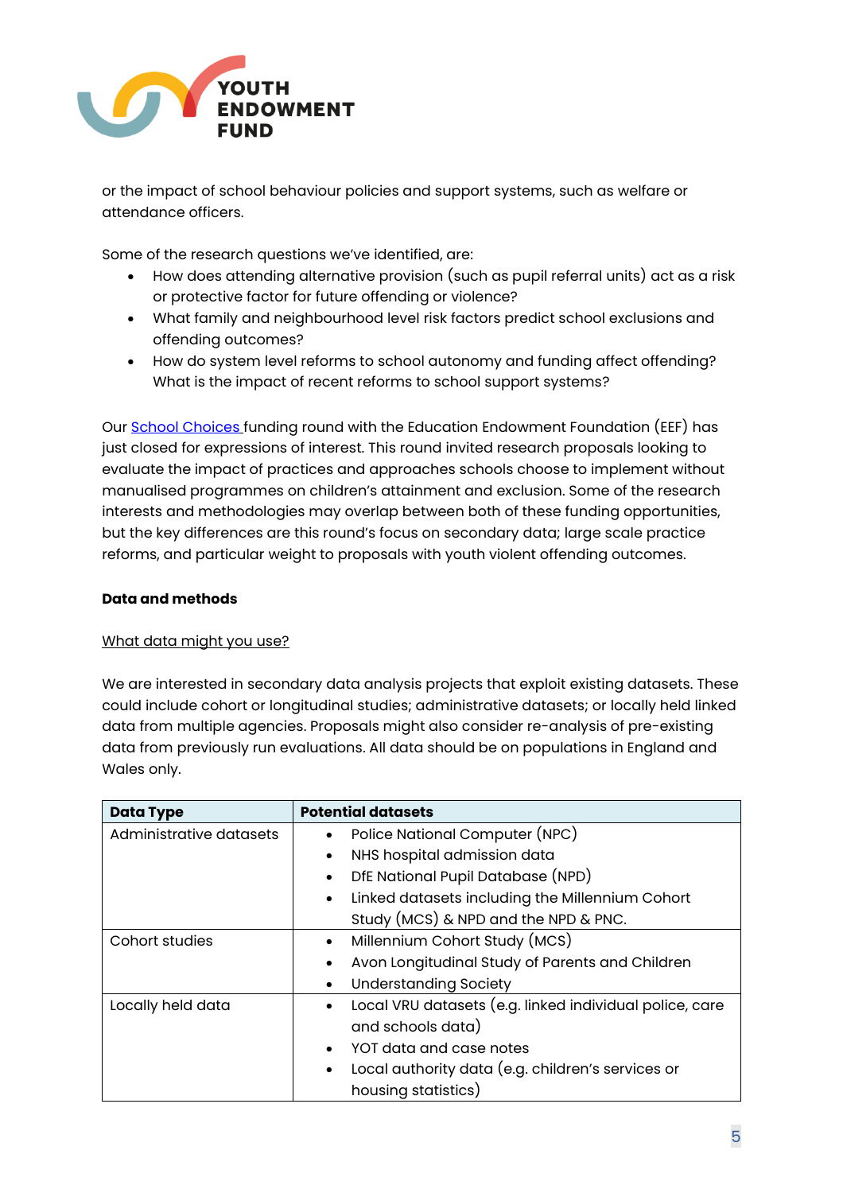or the impact of school behaviour policies and support systems, such as welfare or attendance officers.

Some of the research questions we've identified, are:

- How does attending alternative provision (such as pupil referral units) act as a risk or protective factor for future offending or violence?
- What family and neighbourhood level risk factors predict school exclusions and offending outcomes?
- How do system level reforms to school autonomy and funding affect offending? What is the impact of recent reforms to school support systems?

Our School Choices funding round with the Education Endowment Foundation (EEF) has just closed for expressions of interest. This round invited research proposals looking to evaluate the impact of practices and approaches schools choose to implement without manualised programmes on children's attainment and exclusion. Some of the research interests and methodologies may overlap between both of these funding opportunities, but the key differences are this round's focus on secondary data; large scale practice reforms, and particular weight to proposals with youth violent offending outcomes.

**Data and methods**

What data might you use?

We are interested in secondary data analysis projects that exploit existing datasets. These could include cohort or longitudinal studies; administrative datasets; or locally held linked data from multiple agencies. Proposals might also consider re-analysis of pre-existing data from previously run evaluations. All data should be on populations in England and Wales only.

| Data Type | Potential datasets |
|---|---|
| Administrative datasets | • Police National Computer (NPC)<br>• NHS hospital admission data<br>• DfE National Pupil Database (NPD)<br>• Linked datasets including the Millennium Cohort Study (MCS) & NPD and the NPD & PNC. |
| Cohort studies | • Millennium Cohort Study (MCS)<br>• Avon Longitudinal Study of Parents and Children<br>• Understanding Society |
| Locally held data | • Local VRU datasets (e.g. linked individual police, care and schools data)<br>• YOT data and case notes<br>• Local authority data (e.g. children's services or housing statistics) |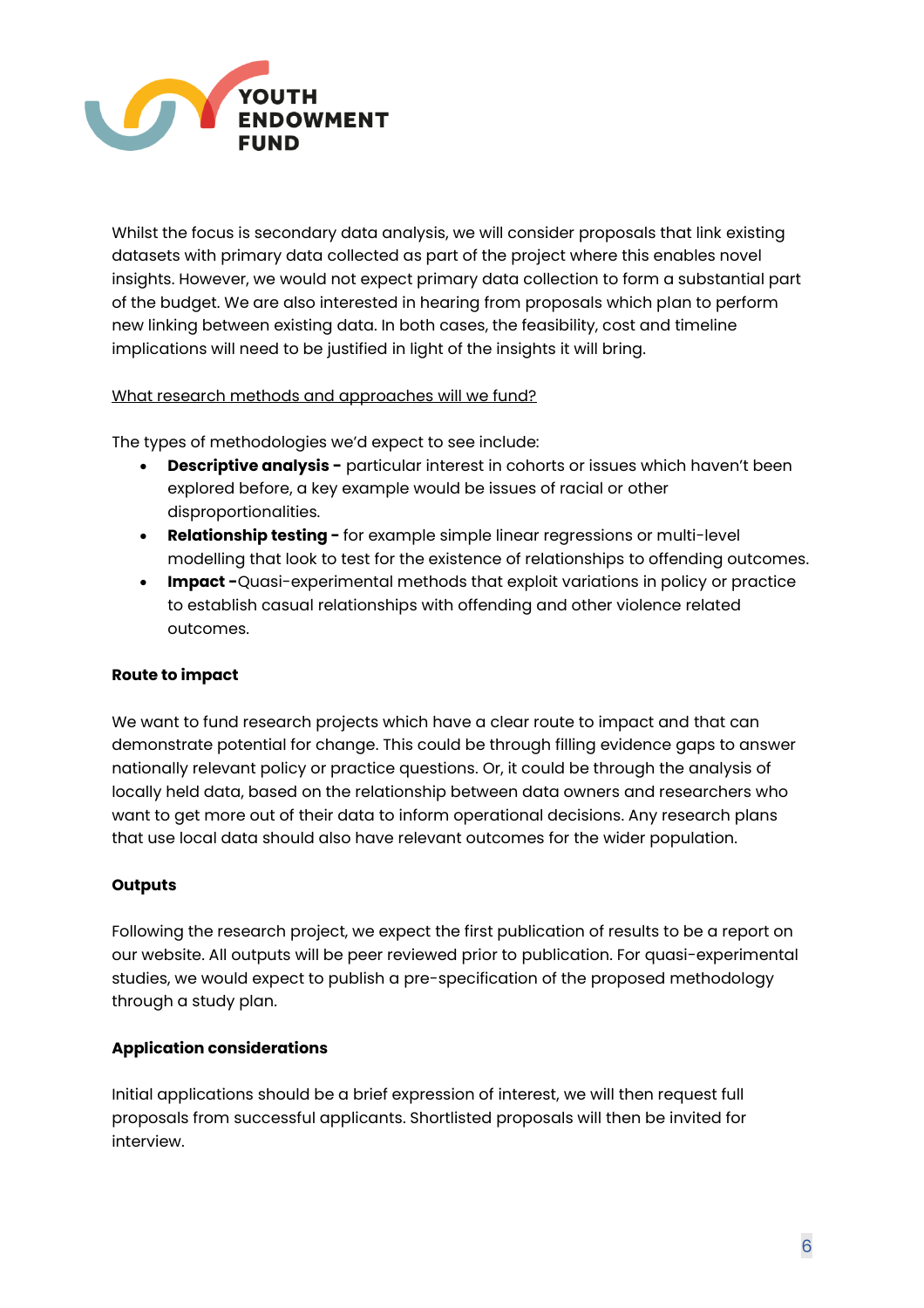Whilst the focus is secondary data analysis, we will consider proposals that link existing datasets with primary data collected as part of the project where this enables novel insights. However, we would not expect primary data collection to form a substantial part of the budget. We are also interested in hearing from proposals which plan to perform new linking between existing data. In both cases, the feasibility, cost and timeline implications will need to be justified in light of the insights it will bring.

What research methods and approaches will we fund?

The types of methodologies we'd expect to see include:

- **Descriptive analysis -** particular interest in cohorts or issues which haven't been explored before, a key example would be issues of racial or other disproportionalities.
- **Relationship testing -** for example simple linear regressions or multi-level modelling that look to test for the existence of relationships to offending outcomes.
- **Impact -**Quasi-experimental methods that exploit variations in policy or practice to establish casual relationships with offending and other violence related outcomes.

**Route to impact**

We want to fund research projects which have a clear route to impact and that can demonstrate potential for change. This could be through filling evidence gaps to answer nationally relevant policy or practice questions. Or, it could be through the analysis of locally held data, based on the relationship between data owners and researchers who want to get more out of their data to inform operational decisions. Any research plans that use local data should also have relevant outcomes for the wider population.

**Outputs**

Following the research project, we expect the first publication of results to be a report on our website. All outputs will be peer reviewed prior to publication. For quasi-experimental studies, we would expect to publish a pre-specification of the proposed methodology through a study plan.

**Application considerations**

Initial applications should be a brief expression of interest, we will then request full proposals from successful applicants. Shortlisted proposals will then be invited for interview.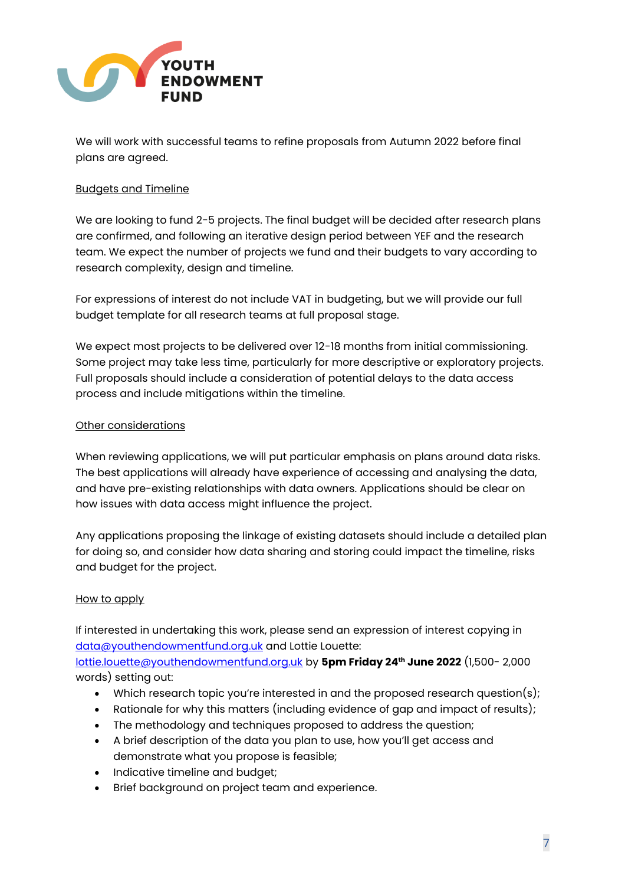We will work with successful teams to refine proposals from Autumn 2022 before final plans are agreed.

Budgets and Timeline

We are looking to fund 2-5 projects. The final budget will be decided after research plans are confirmed, and following an iterative design period between YEF and the research team. We expect the number of projects we fund and their budgets to vary according to research complexity, design and timeline.

For expressions of interest do not include VAT in budgeting, but we will provide our full budget template for all research teams at full proposal stage.

We expect most projects to be delivered over 12-18 months from initial commissioning. Some project may take less time, particularly for more descriptive or exploratory projects. Full proposals should include a consideration of potential delays to the data access process and include mitigations within the timeline.

Other considerations

When reviewing applications, we will put particular emphasis on plans around data risks. The best applications will already have experience of accessing and analysing the data, and have pre-existing relationships with data owners. Applications should be clear on how issues with data access might influence the project.

Any applications proposing the linkage of existing datasets should include a detailed plan for doing so, and consider how data sharing and storing could impact the timeline, risks and budget for the project.

How to apply

If interested in undertaking this work, please send an expression of interest copying in data@youthendowmentfund.org.uk and Lottie Louette: lottie.louette@youthendowmentfund.org.uk by **5pm Friday 24th June 2022** (1,500- 2,000 words) setting out:

- Which research topic you're interested in and the proposed research question(s);
- Rationale for why this matters (including evidence of gap and impact of results);
- The methodology and techniques proposed to address the question;
- A brief description of the data you plan to use, how you'll get access and demonstrate what you propose is feasible;
- Indicative timeline and budget;
- Brief background on project team and experience.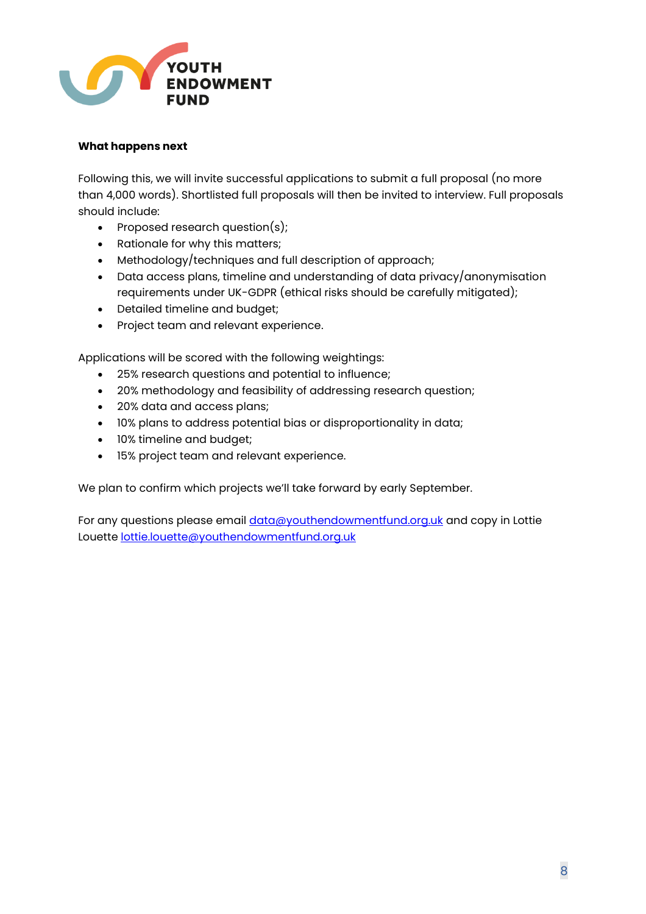**What happens next**

Following this, we will invite successful applications to submit a full proposal (no more than 4,000 words). Shortlisted full proposals will then be invited to interview. Full proposals should include:

- Proposed research question(s);
- Rationale for why this matters;
- Methodology/techniques and full description of approach;
- Data access plans, timeline and understanding of data privacy/anonymisation requirements under UK-GDPR (ethical risks should be carefully mitigated);
- Detailed timeline and budget;
- Project team and relevant experience.

Applications will be scored with the following weightings:

- 25% research questions and potential to influence;
- 20% methodology and feasibility of addressing research question;
- 20% data and access plans;
- 10% plans to address potential bias or disproportionality in data;
- 10% timeline and budget;
- 15% project team and relevant experience.

We plan to confirm which projects we'll take forward by early September.

For any questions please email data@youthendowmentfund.org.uk and copy in Lottie Louette lottie.louette@youthendowmentfund.org.uk